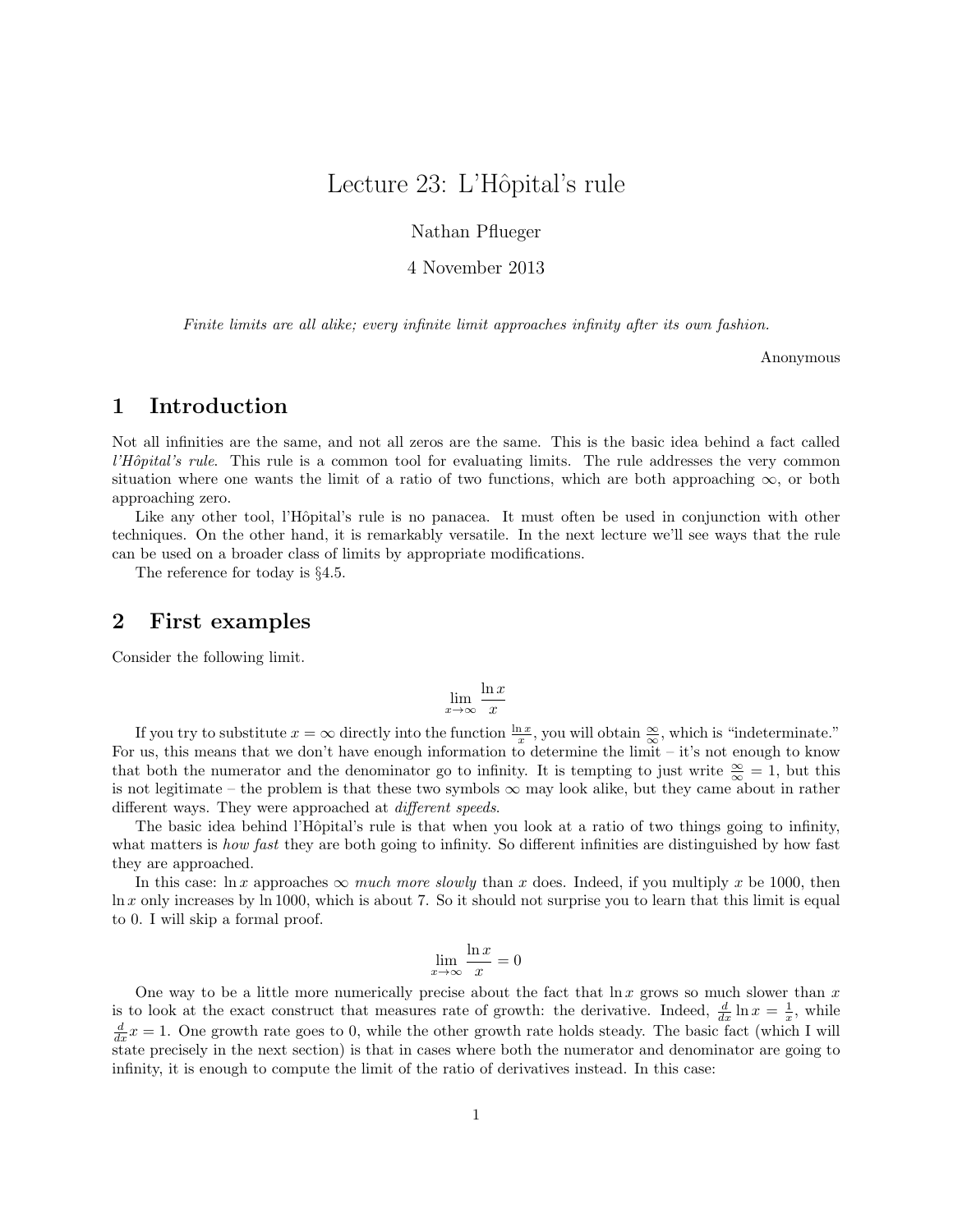# Lecture 23: L'Hôpital's rule

Nathan Pflueger

4 November 2013

*Finite limits are all alike; every infinite limit approaches infinity after its own fashion.*

Anonymous

## 1 Introduction

Not all infinities are the same, and not all zeros are the same. This is the basic idea behind a fact called *l'Hôpital's rule*. This rule is a common tool for evaluating limits. The rule addresses the very common situation where one wants the limit of a ratio of two functions, which are both approaching $\infty$, or both approaching zero.

Like any other tool, l'Hôpital's rule is no panacea. It must often be used in conjunction with other techniques. On the other hand, it is remarkably versatile. In the next lecture we'll see ways that the rule can be used on a broader class of limits by appropriate modifications.

The reference for today is §4.5.

## 2 First examples

Consider the following limit.

$$\lim_{x \to \infty} \frac{\ln x}{x}$$

If you try to substitute $x = \infty$ directly into the function $\frac{\ln x}{x}$, you will obtain $\frac{\infty}{\infty}$, which is "indeterminate." For us, this means that we don't have enough information to determine the limit – it's not enough to know that both the numerator and the denominator go to infinity. It is tempting to just write $\frac{\infty}{\infty} = 1$, but this is not legitimate – the problem is that these two symbols $\infty$ may look alike, but they came about in rather different ways. They were approached at *different speeds*.

The basic idea behind l'Hôpital's rule is that when you look at a ratio of two things going to infinity, what matters is *how fast* they are both going to infinity. So different infinities are distinguished by how fast they are approached.

In this case: $\ln x$ approaches $\infty$ *much more slowly* than $x$ does. Indeed, if you multiply $x$ be 1000, then $\ln x$ only increases by $\ln 1000$, which is about 7. So it should not surprise you to learn that this limit is equal to 0. I will skip a formal proof.

$$\lim_{x \to \infty} \frac{\ln x}{x} = 0$$

One way to be a little more numerically precise about the fact that $\ln x$ grows so much slower than $x$ is to look at the exact construct that measures rate of growth: the derivative. Indeed, $\frac{d}{dx} \ln x = \frac{1}{x}$, while $\frac{d}{dx} x = 1$. One growth rate goes to 0, while the other growth rate holds steady. The basic fact (which I will state precisely in the next section) is that in cases where both the numerator and denominator are going to infinity, it is enough to compute the limit of the ratio of derivatives instead. In this case: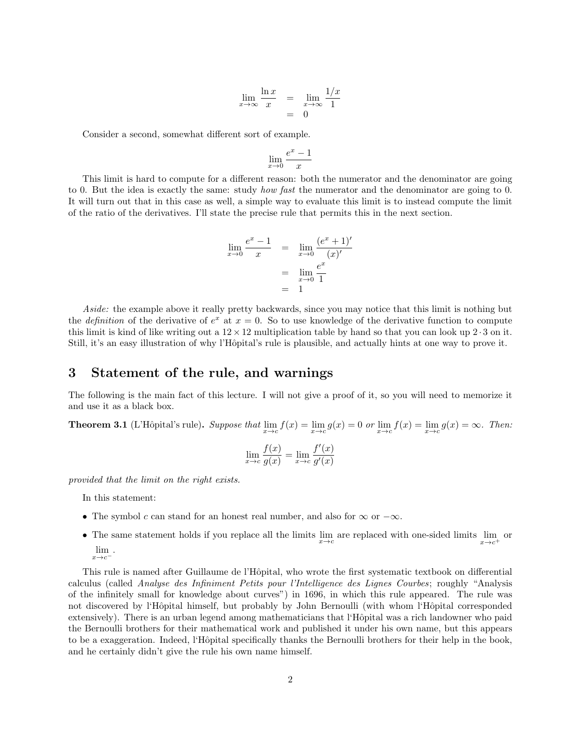$$
\begin{aligned}
\lim_{x\to\infty} \frac{\ln x}{x} &= \lim_{x\to\infty} \frac{1/x}{1} \\
&= 0
\end{aligned}
$$

Consider a second, somewhat different sort of example.

$$
\lim_{x\to 0} \frac{e^x - 1}{x}
$$

This limit is hard to compute for a different reason: both the numerator and the denominator are going to 0. But the idea is exactly the same: study *how fast* the numerator and the denominator are going to 0. It will turn out that in this case as well, a simple way to evaluate this limit is to instead compute the limit of the ratio of the derivatives. I'll state the precise rule that permits this in the next section.

$$
\begin{aligned}
\lim_{x\to 0} \frac{e^x - 1}{x} &= \lim_{x\to 0} \frac{(e^x + 1)'}{(x)'} \\
&= \lim_{x\to 0} \frac{e^x}{1} \\
&= 1
\end{aligned}
$$

*Aside:* the example above it really pretty backwards, since you may notice that this limit is nothing but the *definition* of the derivative of $e^x$ at $x = 0$. So to use knowledge of the derivative function to compute this limit is kind of like writing out a $12 \times 12$ multiplication table by hand so that you can look up $2 \cdot 3$ on it. Still, it's an easy illustration of why l'Hôpital's rule is plausible, and actually hints at one way to prove it.

## 3 Statement of the rule, and warnings

The following is the main fact of this lecture. I will not give a proof of it, so you will need to memorize it and use it as a black box.

**Theorem 3.1** (L'Hôpital's rule)**.** *Suppose that* $\lim_{x\to c} f(x) = \lim_{x\to c} g(x) = 0$ *or* $\lim_{x\to c} f(x) = \lim_{x\to c} g(x) = \infty$. *Then:*

$$
\lim_{x\to c} \frac{f(x)}{g(x)} = \lim_{x\to c} \frac{f'(x)}{g'(x)}
$$

*provided that the limit on the right exists.*

In this statement:

- The symbol $c$ can stand for an honest real number, and also for $\infty$ or $-\infty$.
- The same statement holds if you replace all the limits $\lim_{x\to c}$ are replaced with one-sided limits $\lim_{x\to c^+}$ or $\lim_{x\to c^-}$.

This rule is named after Guillaume de l'Hôpital, who wrote the first systematic textbook on differential calculus (called *Analyse des Infiniment Petits pour l'Intelligence des Lignes Courbes*; roughly "Analysis of the infinitely small for knowledge about curves") in 1696, in which this rule appeared. The rule was not discovered by l'Hôpital himself, but probably by John Bernoulli (with whom l'Hôpital corresponded extensively). There is an urban legend among mathematicians that l'Hôpital was a rich landowner who paid the Bernoulli brothers for their mathematical work and published it under his own name, but this appears to be a exaggeration. Indeed, l'Hôpital specifically thanks the Bernoulli brothers for their help in the book, and he certainly didn't give the rule his own name himself.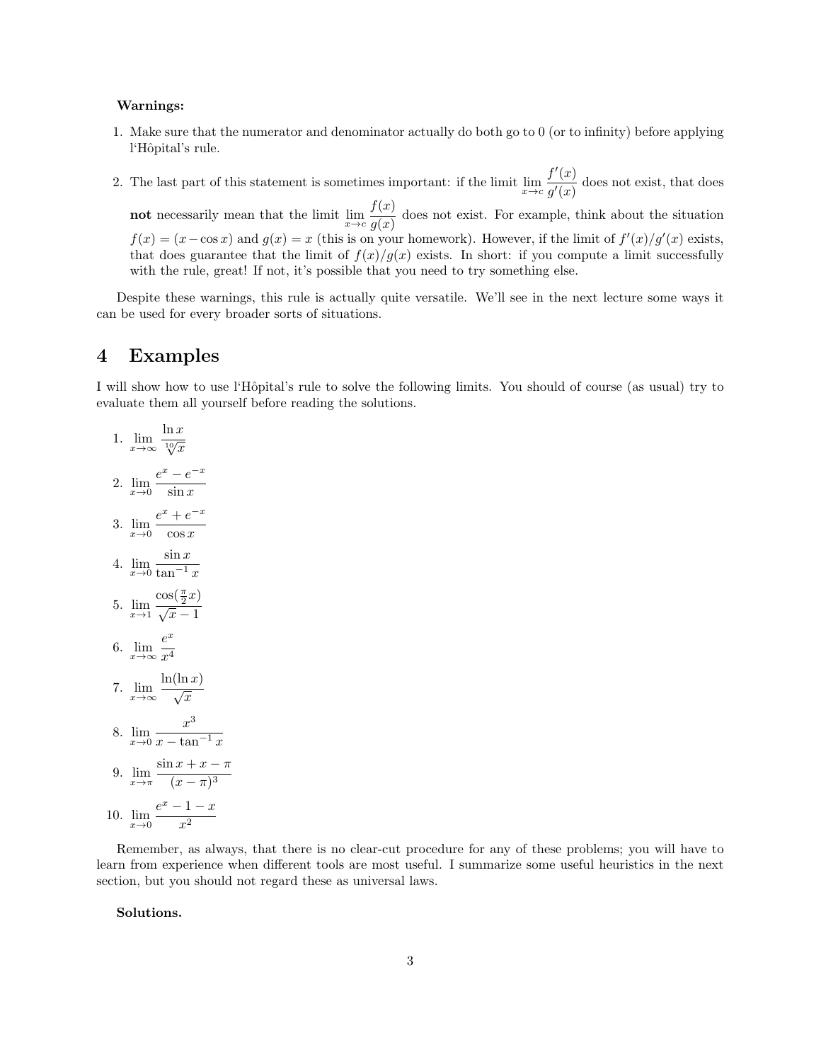**Warnings:**

1. Make sure that the numerator and denominator actually do both go to 0 (or to infinity) before applying l'Hôpital's rule.

2. The last part of this statement is sometimes important: if the limit $\lim_{x \to c} \frac{f'(x)}{g'(x)}$ does not exist, that does **not** necessarily mean that the limit $\lim_{x \to c} \frac{f(x)}{g(x)}$ does not exist. For example, think about the situation $f(x) = (x - \cos x)$ and $g(x) = x$ (this is on your homework). However, if the limit of $f'(x)/g'(x)$ exists, that does guarantee that the limit of $f(x)/g(x)$ exists. In short: if you compute a limit successfully with the rule, great! If not, it's possible that you need to try something else.

Despite these warnings, this rule is actually quite versatile. We'll see in the next lecture some ways it can be used for every broader sorts of situations.

# 4 Examples

I will show how to use l'Hôpital's rule to solve the following limits. You should of course (as usual) try to evaluate them all yourself before reading the solutions.

1. $\lim_{x \to \infty} \frac{\ln x}{\sqrt[10]{x}}$

2. $\lim_{x \to 0} \frac{e^x - e^{-x}}{\sin x}$

3. $\lim_{x \to 0} \frac{e^x + e^{-x}}{\cos x}$

4. $\lim_{x \to 0} \frac{\sin x}{\tan^{-1} x}$

5. $\lim_{x \to 1} \frac{\cos(\frac{\pi}{2} x)}{\sqrt{x} - 1}$

6. $\lim_{x \to \infty} \frac{e^x}{x^4}$

7. $\lim_{x \to \infty} \frac{\ln(\ln x)}{\sqrt{x}}$

8. $\lim_{x \to 0} \frac{x^3}{x - \tan^{-1} x}$

9. $\lim_{x \to \pi} \frac{\sin x + x - \pi}{(x - \pi)^3}$

10. $\lim_{x \to 0} \frac{e^x - 1 - x}{x^2}$

Remember, as always, that there is no clear-cut procedure for any of these problems; you will have to learn from experience when different tools are most useful. I summarize some useful heuristics in the next section, but you should not regard these as universal laws.

**Solutions.**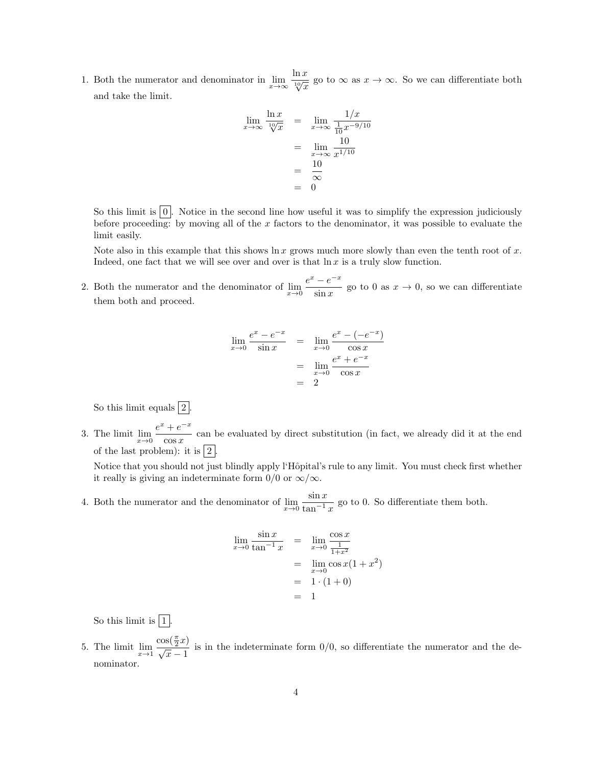1. Both the numerator and denominator in $\lim_{x\to\infty} \frac{\ln x}{\sqrt[10]{x}}$ go to $\infty$ as $x \to \infty$. So we can differentiate both and take the limit.

$$\begin{aligned}
\lim_{x\to\infty} \frac{\ln x}{\sqrt[10]{x}} &= \lim_{x\to\infty} \frac{1/x}{\frac{1}{10}x^{-9/10}} \\
&= \lim_{x\to\infty} \frac{10}{x^{1/10}} \\
&= \frac{10}{\infty} \\
&= 0
\end{aligned}$$

So this limit is $\boxed{0}$. Notice in the second line how useful it was to simplify the expression judiciously before proceeding: by moving all of the $x$ factors to the denominator, it was possible to evaluate the limit easily.

Note also in this example that this shows $\ln x$ grows much more slowly than even the tenth root of $x$. Indeed, one fact that we will see over and over is that $\ln x$ is a truly slow function.

2. Both the numerator and the denominator of $\lim_{x\to 0} \frac{e^x - e^{-x}}{\sin x}$ go to 0 as $x \to 0$, so we can differentiate them both and proceed.

$$\begin{aligned}
\lim_{x\to 0} \frac{e^x - e^{-x}}{\sin x} &= \lim_{x\to 0} \frac{e^x - (-e^{-x})}{\cos x} \\
&= \lim_{x\to 0} \frac{e^x + e^{-x}}{\cos x} \\
&= 2
\end{aligned}$$

So this limit equals $\boxed{2}$.

3. The limit $\lim_{x\to 0} \frac{e^x + e^{-x}}{\cos x}$ can be evaluated by direct substitution (in fact, we already did it at the end of the last problem): it is $\boxed{2}$.

Notice that you should not just blindly apply l'Hôpital's rule to any limit. You must check first whether it really is giving an indeterminate form $0/0$ or $\infty/\infty$.

4. Both the numerator and the denominator of $\lim_{x\to 0} \frac{\sin x}{\tan^{-1} x}$ go to 0. So differentiate them both.

$$\begin{aligned}
\lim_{x\to 0} \frac{\sin x}{\tan^{-1} x} &= \lim_{x\to 0} \frac{\cos x}{\frac{1}{1+x^2}} \\
&= \lim_{x\to 0} \cos x(1 + x^2) \\
&= 1 \cdot (1 + 0) \\
&= 1
\end{aligned}$$

So this limit is $\boxed{1}$.

5. The limit $\lim_{x\to 1} \frac{\cos(\frac{\pi}{2}x)}{\sqrt{x} - 1}$ is in the indeterminate form $0/0$, so differentiate the numerator and the denominator.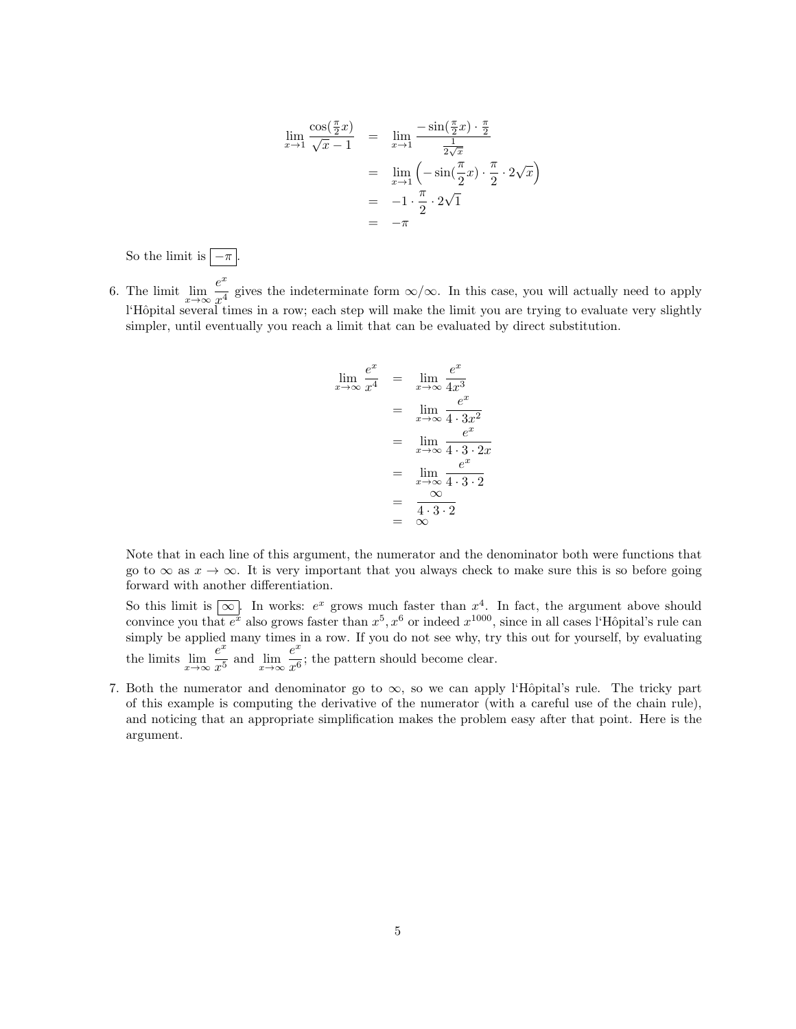$$
\begin{aligned}
\lim_{x\to 1} \frac{\cos(\frac{\pi}{2}x)}{\sqrt{x}-1} &= \lim_{x\to 1} \frac{-\sin(\frac{\pi}{2}x)\cdot\frac{\pi}{2}}{\frac{1}{2\sqrt{x}}} \\
&= \lim_{x\to 1} \left(-\sin(\frac{\pi}{2}x)\cdot\frac{\pi}{2}\cdot 2\sqrt{x}\right) \\
&= -1\cdot\frac{\pi}{2}\cdot 2\sqrt{1} \\
&= -\pi
\end{aligned}
$$

So the limit is $\boxed{-\pi}$.

6. The limit $\lim_{x\to\infty} \frac{e^x}{x^4}$ gives the indeterminate form $\infty/\infty$. In this case, you will actually need to apply l'Hôpital several times in a row; each step will make the limit you are trying to evaluate very slightly simpler, until eventually you reach a limit that can be evaluated by direct substitution.

$$
\begin{aligned}
\lim_{x\to\infty} \frac{e^x}{x^4} &= \lim_{x\to\infty} \frac{e^x}{4x^3} \\
&= \lim_{x\to\infty} \frac{e^x}{4\cdot 3x^2} \\
&= \lim_{x\to\infty} \frac{e^x}{4\cdot 3\cdot 2x} \\
&= \lim_{x\to\infty} \frac{e^x}{4\cdot 3\cdot 2} \\
&= \frac{\infty}{4\cdot 3\cdot 2} \\
&= \infty
\end{aligned}
$$

Note that in each line of this argument, the numerator and the denominator both were functions that go to $\infty$ as $x\to\infty$. It is very important that you always check to make sure this is so before going forward with another differentiation.

So this limit is $\boxed{\infty}$. In works: $e^x$ grows much faster than $x^4$. In fact, the argument above should convince you that $e^x$ also grows faster than $x^5, x^6$ or indeed $x^{1000}$, since in all cases l'Hôpital's rule can simply be applied many times in a row. If you do not see why, try this out for yourself, by evaluating the limits $\lim_{x\to\infty} \frac{e^x}{x^5}$ and $\lim_{x\to\infty} \frac{e^x}{x^6}$; the pattern should become clear.

7. Both the numerator and denominator go to $\infty$, so we can apply l'Hôpital's rule. The tricky part of this example is computing the derivative of the numerator (with a careful use of the chain rule), and noticing that an appropriate simplification makes the problem easy after that point. Here is the argument.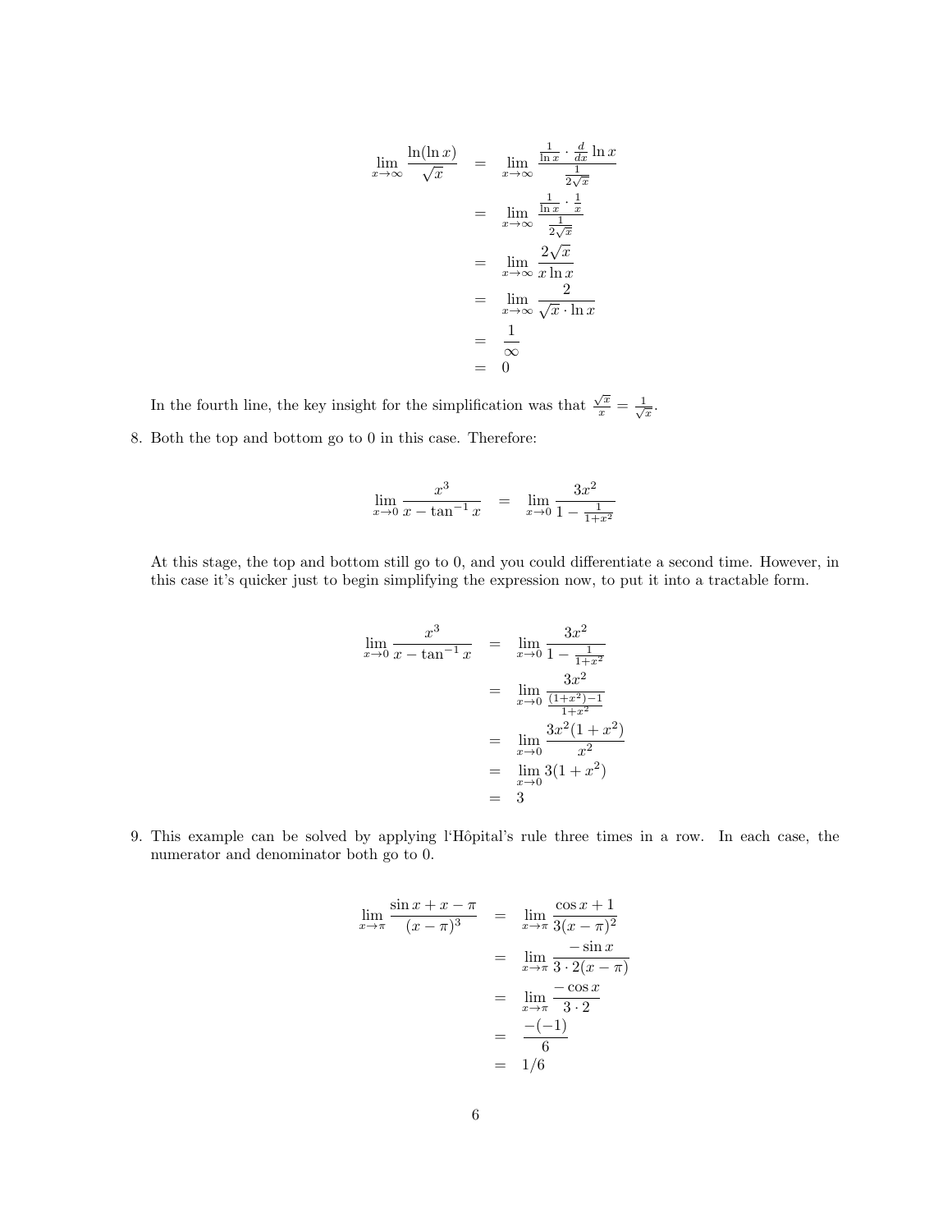$$
\begin{aligned}
\lim_{x\to\infty} \frac{\ln(\ln x)}{\sqrt{x}} &= \lim_{x\to\infty} \frac{\frac{1}{\ln x} \cdot \frac{d}{dx}\ln x}{\frac{1}{2\sqrt{x}}} \\
&= \lim_{x\to\infty} \frac{\frac{1}{\ln x} \cdot \frac{1}{x}}{\frac{1}{2\sqrt{x}}} \\
&= \lim_{x\to\infty} \frac{2\sqrt{x}}{x\ln x} \\
&= \lim_{x\to\infty} \frac{2}{\sqrt{x}\cdot \ln x} \\
&= \frac{1}{\infty} \\
&= 0
\end{aligned}
$$

In the fourth line, the key insight for the simplification was that $\frac{\sqrt{x}}{x} = \frac{1}{\sqrt{x}}$.

8. Both the top and bottom go to 0 in this case. Therefore:

$$
\lim_{x\to 0} \frac{x^3}{x - \tan^{-1} x} = \lim_{x\to 0} \frac{3x^2}{1 - \frac{1}{1+x^2}}
$$

At this stage, the top and bottom still go to 0, and you could differentiate a second time. However, in this case it's quicker just to begin simplifying the expression now, to put it into a tractable form.

$$
\begin{aligned}
\lim_{x\to 0} \frac{x^3}{x - \tan^{-1} x} &= \lim_{x\to 0} \frac{3x^2}{1 - \frac{1}{1+x^2}} \\
&= \lim_{x\to 0} \frac{3x^2}{\frac{(1+x^2)-1}{1+x^2}} \\
&= \lim_{x\to 0} \frac{3x^2(1+x^2)}{x^2} \\
&= \lim_{x\to 0} 3(1+x^2) \\
&= 3
\end{aligned}
$$

9. This example can be solved by applying l'Hôpital's rule three times in a row. In each case, the numerator and denominator both go to 0.

$$
\begin{aligned}
\lim_{x\to\pi} \frac{\sin x + x - \pi}{(x-\pi)^3} &= \lim_{x\to\pi} \frac{\cos x + 1}{3(x-\pi)^2} \\
&= \lim_{x\to\pi} \frac{-\sin x}{3\cdot 2(x-\pi)} \\
&= \lim_{x\to\pi} \frac{-\cos x}{3\cdot 2} \\
&= \frac{-(-1)}{6} \\
&= 1/6
\end{aligned}
$$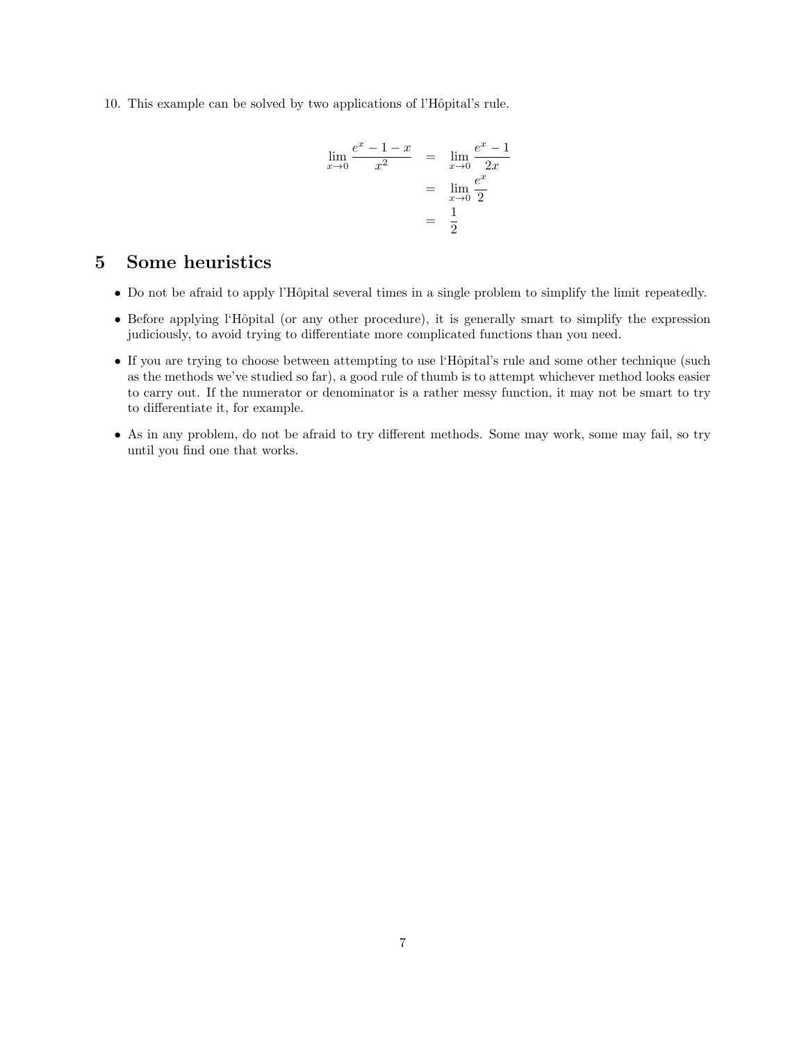10. This example can be solved by two applications of l'Hôpital's rule.

$$
\begin{aligned}
\lim_{x\to 0} \frac{e^x - 1 - x}{x^2} &= \lim_{x\to 0} \frac{e^x - 1}{2x} \\
&= \lim_{x\to 0} \frac{e^x}{2} \\
&= \frac{1}{2}
\end{aligned}
$$

## 5 Some heuristics

- Do not be afraid to apply l'Hôpital several times in a single problem to simplify the limit repeatedly.
- Before applying l'Hôpital (or any other procedure), it is generally smart to simplify the expression judiciously, to avoid trying to differentiate more complicated functions than you need.
- If you are trying to choose between attempting to use l'Hôpital's rule and some other technique (such as the methods we've studied so far), a good rule of thumb is to attempt whichever method looks easier to carry out. If the numerator or denominator is a rather messy function, it may not be smart to try to differentiate it, for example.
- As in any problem, do not be afraid to try different methods. Some may work, some may fail, so try until you find one that works.